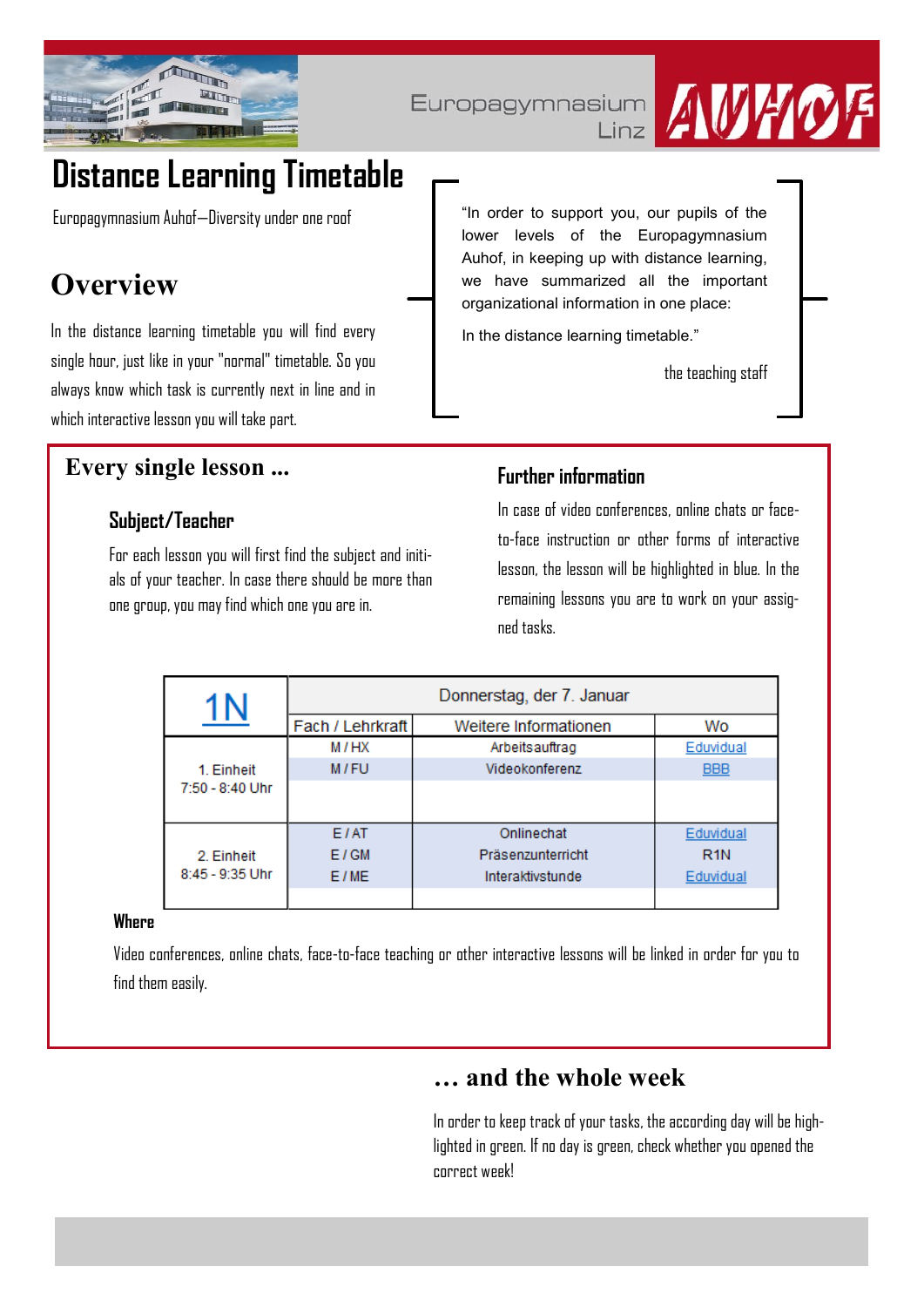Europagymnasium Linz AUHOF

# Distance Learning Timetable

Europagymnasium Auhof—Diversity under one roof

## Overview

In the distance learning timetable you will find every single hour, just like in your "normal" timetable. So you always know which task is currently next in line and in which interactive lesson you will take part.

> "In order to support you, our pupils of the lower levels of the Europagymnasium Auhof, in keeping up with distance learning, we have summarized all the important organizational information in one place:
>
> In the distance learning timetable."
>
> the teaching staff

## Every single lesson ...

### Subject/Teacher

For each lesson you will first find the subject and initials of your teacher. In case there should be more than one group, you may find which one you are in.

### Further information

In case of video conferences, online chats or face-to-face instruction or other forms of interactive lesson, the lesson will be highlighted in blue. In the remaining lessons you are to work on your assigned tasks.

| 1N | Donnerstag, der 7. Januar | | |
|---|---|---|---|
| | Fach / Lehrkraft | Weitere Informationen | Wo |
| 1. Einheit 7:50 - 8:40 Uhr | M / HX | Arbeitsauftrag | Eduvidual |
| | M / FU | Videokonferenz | BBB |
| 2. Einheit 8:45 - 9:35 Uhr | E / AT | Onlinechat | Eduvidual |
| | E / GM | Präsenzunterricht | R1N |
| | E / ME | Interaktivstunde | Eduvidual |

### Where

Video conferences, online chats, face-to-face teaching or other interactive lessons will be linked in order for you to find them easily.

## … and the whole week

In order to keep track of your tasks, the according day will be highlighted in green. If no day is green, check whether you opened the correct week!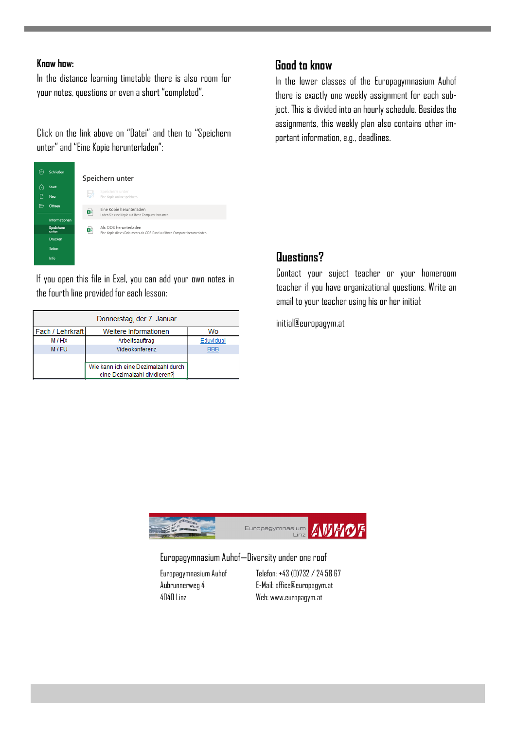## Know how:

In the distance learning timetable there is also room for your notes, questions or even a short "completed".

Click on the link above on "Datei" and then to "Speichern unter" and "Eine Kopie herunterladen":

Schließen
Start
Neu
Öffnen
Informationen
Speichern unter
Drucken
Teilen
Info

Speichern unter

Speichern unter
Eine Kopie online speichern

Eine Kopie herunterladen
Laden Sie eine Kopie auf Ihren Computer herunter.

Als ODS herunterladen
Eine Kopie dieses Dokuments als ODS-Datei auf Ihren Computer herunterladen.

If you open this file in Exel, you can add your own notes in the fourth line provided for each lesson:

| Donnerstag, der 7. Januar | | |
|---|---|---|
| Fach / Lehrkraft | Weitere Informationen | Wo |
| M / HX | Arbeitsauftrag | Eduvidual |
| M / FU | Videokonferenz | BBB |
| | Wie kann ich eine Dezimalzahl durch eine Dezimalzahl dividieren? | |

## Good to know

In the lower classes of the Europagymnasium Auhof there is exactly one weekly assignment for each subject. This is divided into an hourly schedule. Besides the assignments, this weekly plan also contains other important information, e.g., deadlines.

## Questions?

Contact your suject teacher or your homeroom teacher if you have organizational questions. Write an email to your teacher using his or her initial:

initial@europagym.at

Europagymnasium Linz AUHOF

Europagymnasium Auhof—Diversity under one roof

Europagymnasium Auhof
Aubrunnerweg 4
4040 Linz

Telefon: +43 (0)732 / 24 58 67
E-Mail: office@europagym.at
Web: www.europagym.at